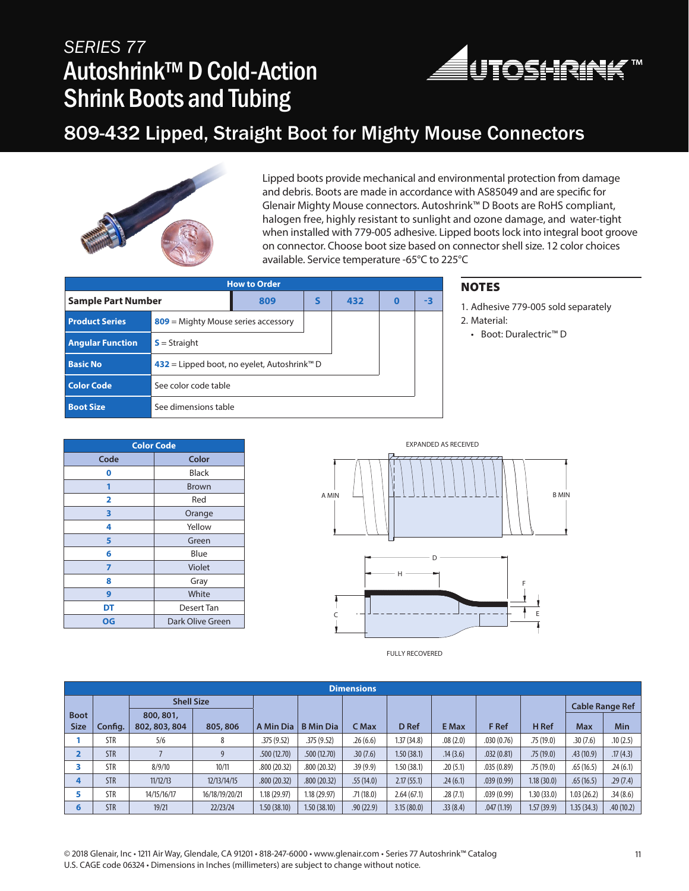# SERIES 77

# Autoshrink™ D Cold-Action Shrink Boots and Tubing

## 809-432 Lipped, Straight Boot for Mighty Mouse Connectors

Lipped boots provide mechanical and environmental protection from damage and debris. Boots are made in accordance with AS85049 and are specific for Glenair Mighty Mouse connectors. Autoshrink™ D Boots are RoHS compliant, halogen free, highly resistant to sunlight and ozone damage, and water-tight when installed with 779-005 adhesive. Lipped boots lock into integral boot groove on connector. Choose boot size based on connector shell size. 12 color choices available. Service temperature -65°C to 225°C

### How to Order

| Sample Part Number | 809 | S | 432 | 0 | -3 |
|---|---|---|---|---|---|
| **Product Series** | **809** = Mighty Mouse series accessory | | | | |
| **Angular Function** | **S** = Straight | | | | |
| **Basic No** | **432** = Lipped boot, no eyelet, Autoshrink™ D | | | | |
| **Color Code** | See color code table | | | | |
| **Boot Size** | See dimensions table | | | | |

### NOTES

1. Adhesive 779-005 sold separately
2. Material:
   - Boot: Duralectric™ D

### Color Code

| Code | Color |
|---|---|
| **0** | Black |
| **1** | Brown |
| **2** | Red |
| **3** | Orange |
| **4** | Yellow |
| **5** | Green |
| **6** | Blue |
| **7** | Violet |
| **8** | Gray |
| **9** | White |
| **DT** | Desert Tan |
| **OG** | Dark Olive Green |

EXPANDED AS RECEIVED

A MIN, B MIN

D, H, F, C, E

FULLY RECOVERED

### Dimensions

| Boot Size | Config. | Shell Size | | A Min Dia | B Min Dia | C Max | D Ref | E Max | F Ref | H Ref | Cable Range Ref | |
|---|---|---|---|---|---|---|---|---|---|---|---|---|
| | | 800, 801, 802, 803, 804 | 805, 806 | | | | | | | | Max | Min |
| **1** | STR | 5/6 | 8 | .375 (9.52) | .375 (9.52) | .26 (6.6) | 1.37 (34.8) | .08 (2.0) | .030 (0.76) | .75 (19.0) | .30 (7.6) | .10 (2.5) |
| **2** | STR | 7 | 9 | .500 (12.70) | .500 (12.70) | .30 (7.6) | 1.50 (38.1) | .14 (3.6) | .032 (0.81) | .75 (19.0) | .43 (10.9) | .17 (4.3) |
| **3** | STR | 8/9/10 | 10/11 | .800 (20.32) | .800 (20.32) | .39 (9.9) | 1.50 (38.1) | .20 (5.1) | .035 (0.89) | .75 (19.0) | .65 (16.5) | .24 (6.1) |
| **4** | STR | 11/12/13 | 12/13/14/15 | .800 (20.32) | .800 (20.32) | .55 (14.0) | 2.17 (55.1) | .24 (6.1) | .039 (0.99) | 1.18 (30.0) | .65 (16.5) | .29 (7.4) |
| **5** | STR | 14/15/16/17 | 16/18/19/20/21 | 1.18 (29.97) | 1.18 (29.97) | .71 (18.0) | 2.64 (67.1) | .28 (7.1) | .039 (0.99) | 1.30 (33.0) | 1.03 (26.2) | .34 (8.6) |
| **6** | STR | 19/21 | 22/23/24 | 1.50 (38.10) | 1.50 (38.10) | .90 (22.9) | 3.15 (80.0) | .33 (8.4) | .047 (1.19) | 1.57 (39.9) | 1.35 (34.3) | .40 (10.2) |

© 2018 Glenair, Inc • 1211 Air Way, Glendale, CA 91201 • 818-247-6000 • www.glenair.com • Series 77 Autoshrink™ Catalog
U.S. CAGE code 06324 • Dimensions in Inches (millimeters) are subject to change without notice.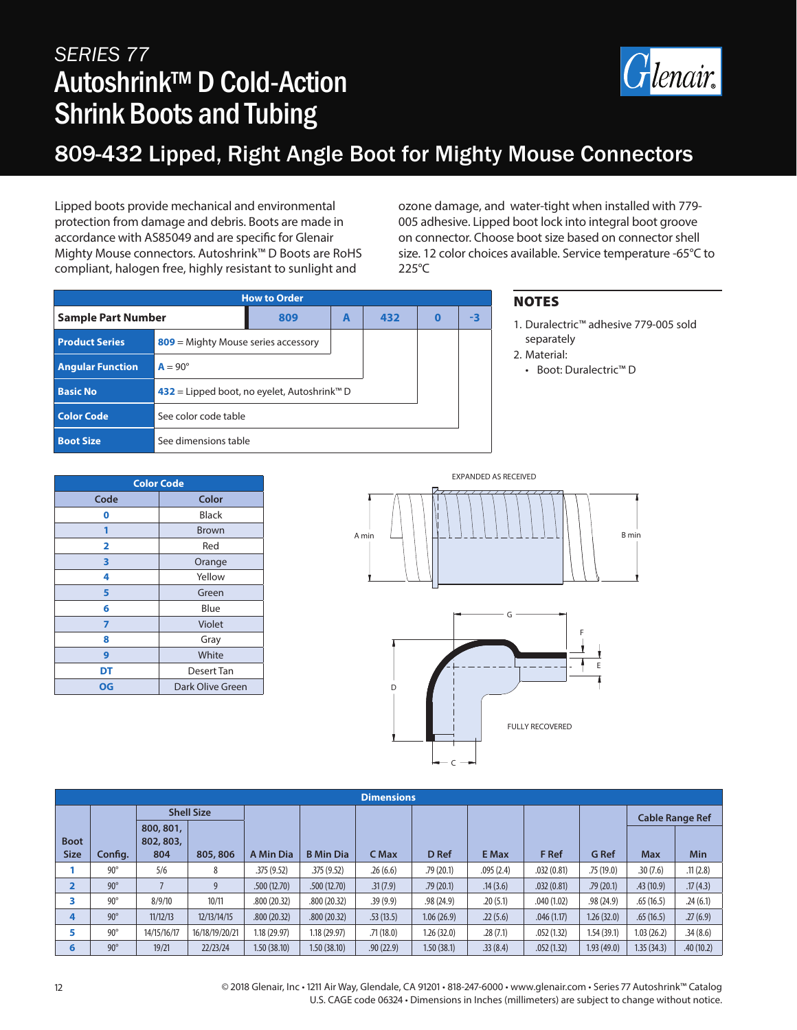# SERIES 77

# Autoshrink™ D Cold-Action Shrink Boots and Tubing

## 809-432 Lipped, Right Angle Boot for Mighty Mouse Connectors

Lipped boots provide mechanical and environmental protection from damage and debris. Boots are made in accordance with AS85049 and are specific for Glenair Mighty Mouse connectors. Autoshrink™ D Boots are RoHS compliant, halogen free, highly resistant to sunlight and ozone damage, and water-tight when installed with 779-005 adhesive. Lipped boot lock into integral boot groove on connector. Choose boot size based on connector shell size. 12 color choices available. Service temperature -65°C to 225°C

| How to Order | | | | | | |
|---|---|---|---|---|---|---|
| **Sample Part Number** | | **809** | **A** | **432** | **0** | **-3** |
| **Product Series** | **809** = Mighty Mouse series accessory | | | | | |
| **Angular Function** | **A** = 90° | | | | | |
| **Basic No** | **432** = Lipped boot, no eyelet, Autoshrink™ D | | | | | |
| **Color Code** | See color code table | | | | | |
| **Boot Size** | See dimensions table | | | | | |

## NOTES

1. Duralectric™ adhesive 779-005 sold separately
2. Material:
   - Boot: Duralectric™ D

| Code | Color |
|---|---|
| **0** | Black |
| **1** | Brown |
| **2** | Red |
| **3** | Orange |
| **4** | Yellow |
| **5** | Green |
| **6** | Blue |
| **7** | Violet |
| **8** | Gray |
| **9** | White |
| **DT** | Desert Tan |
| **OG** | Dark Olive Green |

EXPANDED AS RECEIVED

A min B min

G F E D C

FULLY RECOVERED

| Dimensions | | | | | | | | | | | | |
|---|---|---|---|---|---|---|---|---|---|---|---|---|
| | | Shell Size | | | | | | | | | Cable Range Ref | |
| Boot Size | Config. | 800, 801, 802, 803, 804 | 805, 806 | A Min Dia | B Min Dia | C Max | D Ref | E Max | F Ref | G Ref | Max | Min |
| **1** | 90° | 5/6 | 8 | .375 (9.52) | .375 (9.52) | .26 (6.6) | .79 (20.1) | .095 (2.4) | .032 (0.81) | .75 (19.0) | .30 (7.6) | .11 (2.8) |
| **2** | 90° | 7 | 9 | .500 (12.70) | .500 (12.70) | .31 (7.9) | .79 (20.1) | .14 (3.6) | .032 (0.81) | .79 (20.1) | .43 (10.9) | .17 (4.3) |
| **3** | 90° | 8/9/10 | 10/11 | .800 (20.32) | .800 (20.32) | .39 (9.9) | .98 (24.9) | .20 (5.1) | .040 (1.02) | .98 (24.9) | .65 (16.5) | .24 (6.1) |
| **4** | 90° | 11/12/13 | 12/13/14/15 | .800 (20.32) | .800 (20.32) | .53 (13.5) | 1.06 (26.9) | .22 (5.6) | .046 (1.17) | 1.26 (32.0) | .65 (16.5) | .27 (6.9) |
| **5** | 90° | 14/15/16/17 | 16/18/19/20/21 | 1.18 (29.97) | 1.18 (29.97) | .71 (18.0) | 1.26 (32.0) | .28 (7.1) | .052 (1.32) | 1.54 (39.1) | 1.03 (26.2) | .34 (8.6) |
| **6** | 90° | 19/21 | 22/23/24 | 1.50 (38.10) | 1.50 (38.10) | .90 (22.9) | 1.50 (38.1) | .33 (8.4) | .052 (1.32) | 1.93 (49.0) | 1.35 (34.3) | .40 (10.2) |

© 2018 Glenair, Inc • 1211 Air Way, Glendale, CA 91201 • 818-247-6000 • www.glenair.com • Series 77 Autoshrink™ Catalog
U.S. CAGE code 06324 • Dimensions in Inches (millimeters) are subject to change without notice.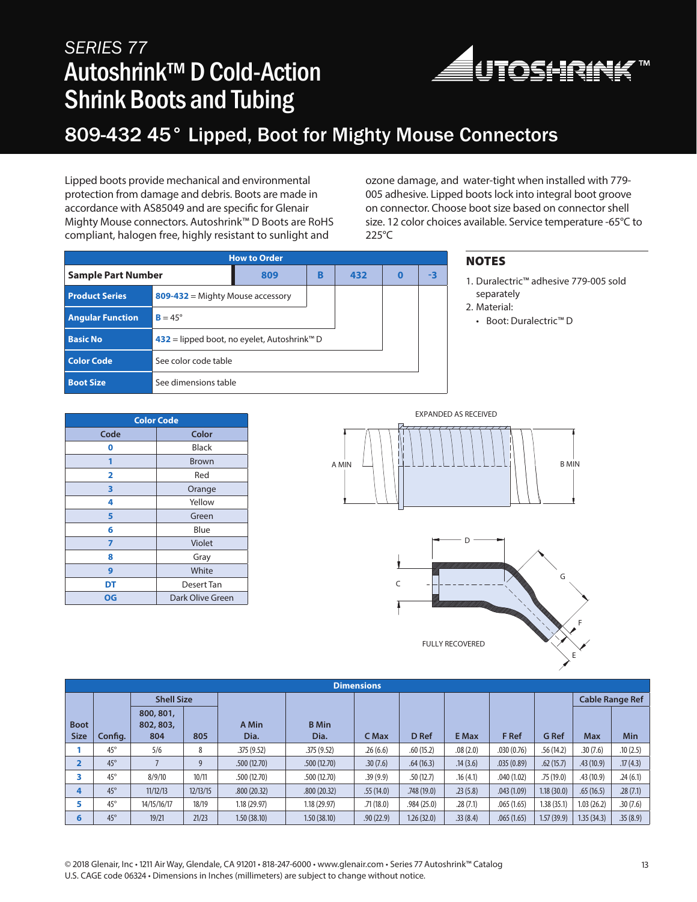# SERIES 77

# Autoshrink™ D Cold-Action Shrink Boots and Tubing

## 809-432 45° Lipped, Boot for Mighty Mouse Connectors

Lipped boots provide mechanical and environmental protection from damage and debris. Boots are made in accordance with AS85049 and are specific for Glenair Mighty Mouse connectors. Autoshrink™ D Boots are RoHS compliant, halogen free, highly resistant to sunlight and ozone damage, and water-tight when installed with 779-005 adhesive. Lipped boots lock into integral boot groove on connector. Choose boot size based on connector shell size. 12 color choices available. Service temperature -65°C to 225°C

### How to Order

| Sample Part Number | 809 | B | 432 | 0 | -3 |
|---|---|---|---|---|---|
| **Product Series** | **809-432** = Mighty Mouse accessory | | | | |
| **Angular Function** | **B** = 45° | | | | |
| **Basic No** | **432** = lipped boot, no eyelet, Autoshrink™ D | | | | |
| **Color Code** | See color code table | | | | |
| **Boot Size** | See dimensions table | | | | |

### NOTES

1. Duralectric™ adhesive 779-005 sold separately
2. Material:
   - Boot: Duralectric™ D

### Color Code

| Code | Color |
|---|---|
| 0 | Black |
| 1 | Brown |
| 2 | Red |
| 3 | Orange |
| 4 | Yellow |
| 5 | Green |
| 6 | Blue |
| 7 | Violet |
| 8 | Gray |
| 9 | White |
| DT | Desert Tan |
| OG | Dark Olive Green |

EXPANDED AS RECEIVED

A MIN

B MIN

D

C

G

F

E

FULLY RECOVERED

### Dimensions

| Boot Size | Config. | Shell Size | | A Min Dia. | B Min Dia. | C Max | D Ref | E Max | F Ref | G Ref | Cable Range Ref | |
|---|---|---|---|---|---|---|---|---|---|---|---|---|
| | | 800, 801, 802, 803, 804 | 805 | | | | | | | | Max | Min |
| 1 | 45° | 5/6 | 8 | .375 (9.52) | .375 (9.52) | .26 (6.6) | .60 (15.2) | .08 (2.0) | .030 (0.76) | .56 (14.2) | .30 (7.6) | .10 (2.5) |
| 2 | 45° | 7 | 9 | .500 (12.70) | .500 (12.70) | .30 (7.6) | .64 (16.3) | .14 (3.6) | .035 (0.89) | .62 (15.7) | .43 (10.9) | .17 (4.3) |
| 3 | 45° | 8/9/10 | 10/11 | .500 (12.70) | .500 (12.70) | .39 (9.9) | .50 (12.7) | .16 (4.1) | .040 (1.02) | .75 (19.0) | .43 (10.9) | .24 (6.1) |
| 4 | 45° | 11/12/13 | 12/13/15 | .800 (20.32) | .800 (20.32) | .55 (14.0) | .748 (19.0) | .23 (5.8) | .043 (1.09) | 1.18 (30.0) | .65 (16.5) | .28 (7.1) |
| 5 | 45° | 14/15/16/17 | 18/19 | 1.18 (29.97) | 1.18 (29.97) | .71 (18.0) | .984 (25.0) | .28 (7.1) | .065 (1.65) | 1.38 (35.1) | 1.03 (26.2) | .30 (7.6) |
| 6 | 45° | 19/21 | 21/23 | 1.50 (38.10) | 1.50 (38.10) | .90 (22.9) | 1.26 (32.0) | .33 (8.4) | .065 (1.65) | 1.57 (39.9) | 1.35 (34.3) | .35 (8.9) |

© 2018 Glenair, Inc • 1211 Air Way, Glendale, CA 91201 • 818-247-6000 • www.glenair.com • Series 77 Autoshrink™ Catalog
U.S. CAGE code 06324 • Dimensions in Inches (millimeters) are subject to change without notice.